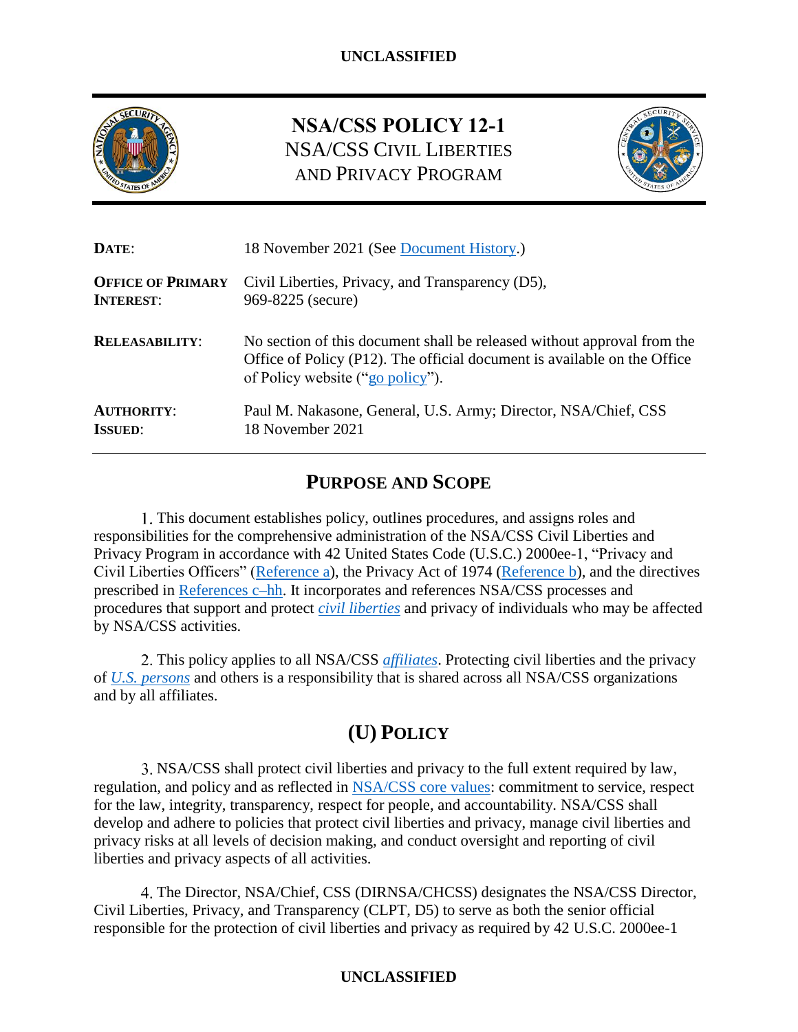# NSA/CSS POLICY 12-1

NSA/CSS CIVIL LIBERTIES AND PRIVACY PROGRAM

| | |
|---|---|
| **DATE**: | 18 November 2021 (See Document History.) |
| **OFFICE OF PRIMARY INTEREST**: | Civil Liberties, Privacy, and Transparency (D5), 969-8225 (secure) |
| **RELEASABILITY**: | No section of this document shall be released without approval from the Office of Policy (P12). The official document is available on the Office of Policy website ("go policy"). |
| **AUTHORITY**: | Paul M. Nakasone, General, U.S. Army; Director, NSA/Chief, CSS |
| **ISSUED**: | 18 November 2021 |

## PURPOSE AND SCOPE

1. This document establishes policy, outlines procedures, and assigns roles and responsibilities for the comprehensive administration of the NSA/CSS Civil Liberties and Privacy Program in accordance with 42 United States Code (U.S.C.) 2000ee-1, "Privacy and Civil Liberties Officers" (Reference a), the Privacy Act of 1974 (Reference b), and the directives prescribed in References c–hh. It incorporates and references NSA/CSS processes and procedures that support and protect *civil liberties* and privacy of individuals who may be affected by NSA/CSS activities.

2. This policy applies to all NSA/CSS *affiliates*. Protecting civil liberties and the privacy of *U.S. persons* and others is a responsibility that is shared across all NSA/CSS organizations and by all affiliates.

## (U) POLICY

3. NSA/CSS shall protect civil liberties and privacy to the full extent required by law, regulation, and policy and as reflected in NSA/CSS core values: commitment to service, respect for the law, integrity, transparency, respect for people, and accountability. NSA/CSS shall develop and adhere to policies that protect civil liberties and privacy, manage civil liberties and privacy risks at all levels of decision making, and conduct oversight and reporting of civil liberties and privacy aspects of all activities.

4. The Director, NSA/Chief, CSS (DIRNSA/CHCSS) designates the NSA/CSS Director, Civil Liberties, Privacy, and Transparency (CLPT, D5) to serve as both the senior official responsible for the protection of civil liberties and privacy as required by 42 U.S.C. 2000ee-1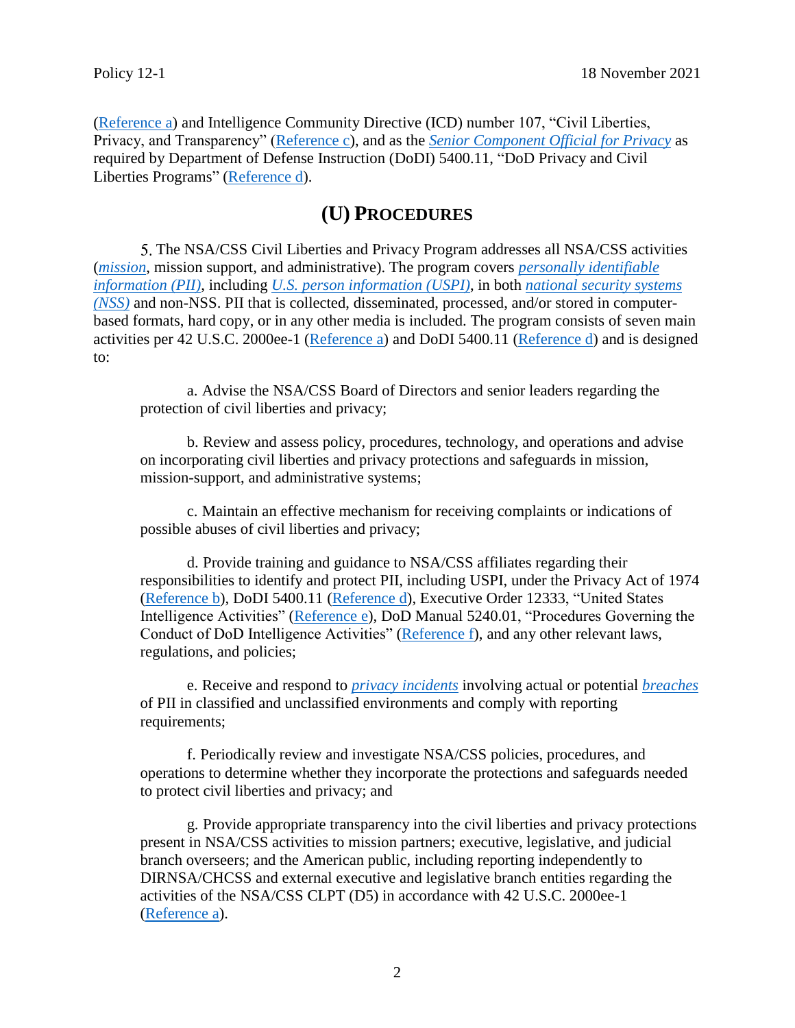(Reference a) and Intelligence Community Directive (ICD) number 107, "Civil Liberties, Privacy, and Transparency" (Reference c), and as the *Senior Component Official for Privacy* as required by Department of Defense Instruction (DoDI) 5400.11, "DoD Privacy and Civil Liberties Programs" (Reference d).

## (U) PROCEDURES

5. The NSA/CSS Civil Liberties and Privacy Program addresses all NSA/CSS activities (*mission*, mission support, and administrative). The program covers *personally identifiable information (PII)*, including *U.S. person information (USPI)*, in both *national security systems (NSS)* and non-NSS. PII that is collected, disseminated, processed, and/or stored in computer-based formats, hard copy, or in any other media is included. The program consists of seven main activities per 42 U.S.C. 2000ee-1 (Reference a) and DoDI 5400.11 (Reference d) and is designed to:

a. Advise the NSA/CSS Board of Directors and senior leaders regarding the protection of civil liberties and privacy;

b. Review and assess policy, procedures, technology, and operations and advise on incorporating civil liberties and privacy protections and safeguards in mission, mission-support, and administrative systems;

c. Maintain an effective mechanism for receiving complaints or indications of possible abuses of civil liberties and privacy;

d. Provide training and guidance to NSA/CSS affiliates regarding their responsibilities to identify and protect PII, including USPI, under the Privacy Act of 1974 (Reference b), DoDI 5400.11 (Reference d), Executive Order 12333, "United States Intelligence Activities" (Reference e), DoD Manual 5240.01, "Procedures Governing the Conduct of DoD Intelligence Activities" (Reference f), and any other relevant laws, regulations, and policies;

e. Receive and respond to *privacy incidents* involving actual or potential *breaches* of PII in classified and unclassified environments and comply with reporting requirements;

f. Periodically review and investigate NSA/CSS policies, procedures, and operations to determine whether they incorporate the protections and safeguards needed to protect civil liberties and privacy; and

g. Provide appropriate transparency into the civil liberties and privacy protections present in NSA/CSS activities to mission partners; executive, legislative, and judicial branch overseers; and the American public, including reporting independently to DIRNSA/CHCSS and external executive and legislative branch entities regarding the activities of the NSA/CSS CLPT (D5) in accordance with 42 U.S.C. 2000ee-1 (Reference a).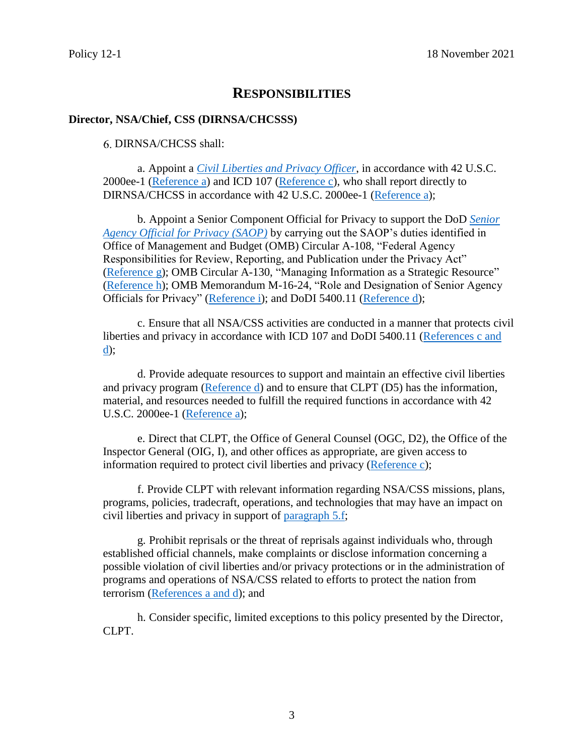# RESPONSIBILITIES

**Director, NSA/Chief, CSS (DIRNSA/CHCSSS)**

6. DIRNSA/CHCSS shall:

a. Appoint a *Civil Liberties and Privacy Officer*, in accordance with 42 U.S.C. 2000ee-1 (Reference a) and ICD 107 (Reference c), who shall report directly to DIRNSA/CHCSS in accordance with 42 U.S.C. 2000ee-1 (Reference a);

b. Appoint a Senior Component Official for Privacy to support the DoD *Senior Agency Official for Privacy (SAOP)* by carrying out the SAOP's duties identified in Office of Management and Budget (OMB) Circular A-108, "Federal Agency Responsibilities for Review, Reporting, and Publication under the Privacy Act" (Reference g); OMB Circular A-130, "Managing Information as a Strategic Resource" (Reference h); OMB Memorandum M-16-24, "Role and Designation of Senior Agency Officials for Privacy" (Reference i); and DoDI 5400.11 (Reference d);

c. Ensure that all NSA/CSS activities are conducted in a manner that protects civil liberties and privacy in accordance with ICD 107 and DoDI 5400.11 (References c and d);

d. Provide adequate resources to support and maintain an effective civil liberties and privacy program (Reference d) and to ensure that CLPT (D5) has the information, material, and resources needed to fulfill the required functions in accordance with 42 U.S.C. 2000ee-1 (Reference a);

e. Direct that CLPT, the Office of General Counsel (OGC, D2), the Office of the Inspector General (OIG, I), and other offices as appropriate, are given access to information required to protect civil liberties and privacy (Reference c);

f. Provide CLPT with relevant information regarding NSA/CSS missions, plans, programs, policies, tradecraft, operations, and technologies that may have an impact on civil liberties and privacy in support of paragraph 5.f;

g. Prohibit reprisals or the threat of reprisals against individuals who, through established official channels, make complaints or disclose information concerning a possible violation of civil liberties and/or privacy protections or in the administration of programs and operations of NSA/CSS related to efforts to protect the nation from terrorism (References a and d); and

h. Consider specific, limited exceptions to this policy presented by the Director, CLPT.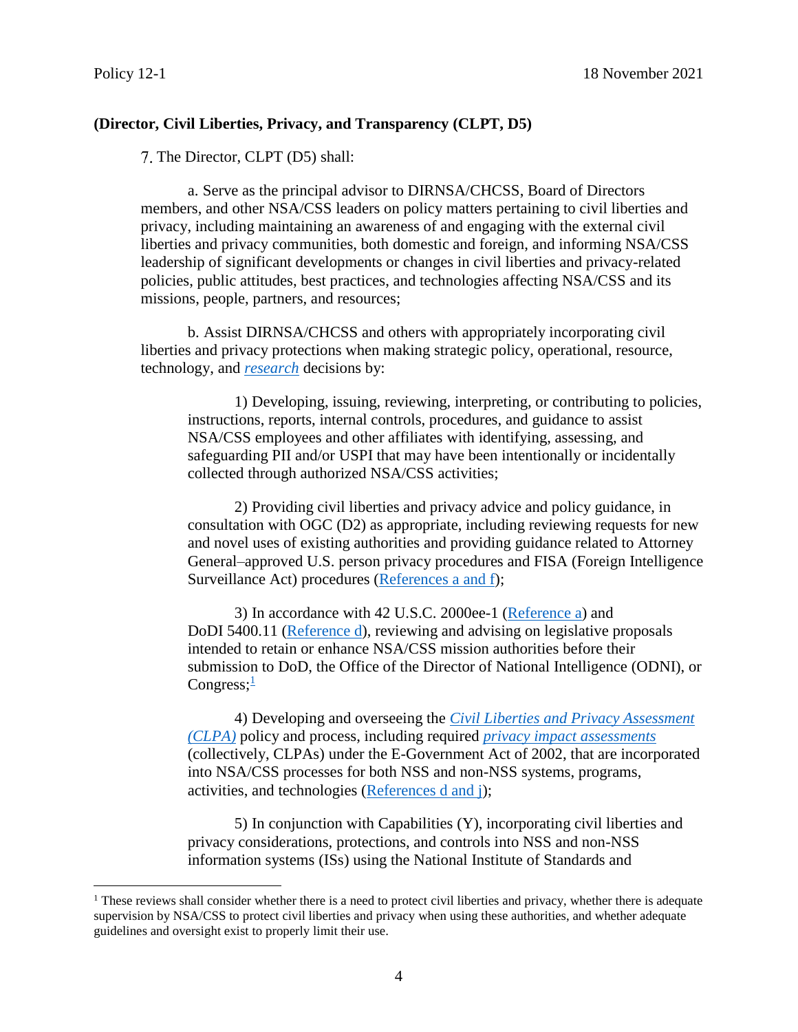**(Director, Civil Liberties, Privacy, and Transparency (CLPT, D5)**

7. The Director, CLPT (D5) shall:

a. Serve as the principal advisor to DIRNSA/CHCSS, Board of Directors members, and other NSA/CSS leaders on policy matters pertaining to civil liberties and privacy, including maintaining an awareness of and engaging with the external civil liberties and privacy communities, both domestic and foreign, and informing NSA/CSS leadership of significant developments or changes in civil liberties and privacy-related policies, public attitudes, best practices, and technologies affecting NSA/CSS and its missions, people, partners, and resources;

b. Assist DIRNSA/CHCSS and others with appropriately incorporating civil liberties and privacy protections when making strategic policy, operational, resource, technology, and *research* decisions by:

1) Developing, issuing, reviewing, interpreting, or contributing to policies, instructions, reports, internal controls, procedures, and guidance to assist NSA/CSS employees and other affiliates with identifying, assessing, and safeguarding PII and/or USPI that may have been intentionally or incidentally collected through authorized NSA/CSS activities;

2) Providing civil liberties and privacy advice and policy guidance, in consultation with OGC (D2) as appropriate, including reviewing requests for new and novel uses of existing authorities and providing guidance related to Attorney General–approved U.S. person privacy procedures and FISA (Foreign Intelligence Surveillance Act) procedures (References a and f);

3) In accordance with 42 U.S.C. 2000ee-1 (Reference a) and DoDI 5400.11 (Reference d), reviewing and advising on legislative proposals intended to retain or enhance NSA/CSS mission authorities before their submission to DoD, the Office of the Director of National Intelligence (ODNI), or Congress;[1]

4) Developing and overseeing the *Civil Liberties and Privacy Assessment (CLPA)* policy and process, including required *privacy impact assessments* (collectively, CLPAs) under the E-Government Act of 2002, that are incorporated into NSA/CSS processes for both NSS and non-NSS systems, programs, activities, and technologies (References d and j);

5) In conjunction with Capabilities (Y), incorporating civil liberties and privacy considerations, protections, and controls into NSS and non-NSS information systems (ISs) using the National Institute of Standards and

---

[1] These reviews shall consider whether there is a need to protect civil liberties and privacy, whether there is adequate supervision by NSA/CSS to protect civil liberties and privacy when using these authorities, and whether adequate guidelines and oversight exist to properly limit their use.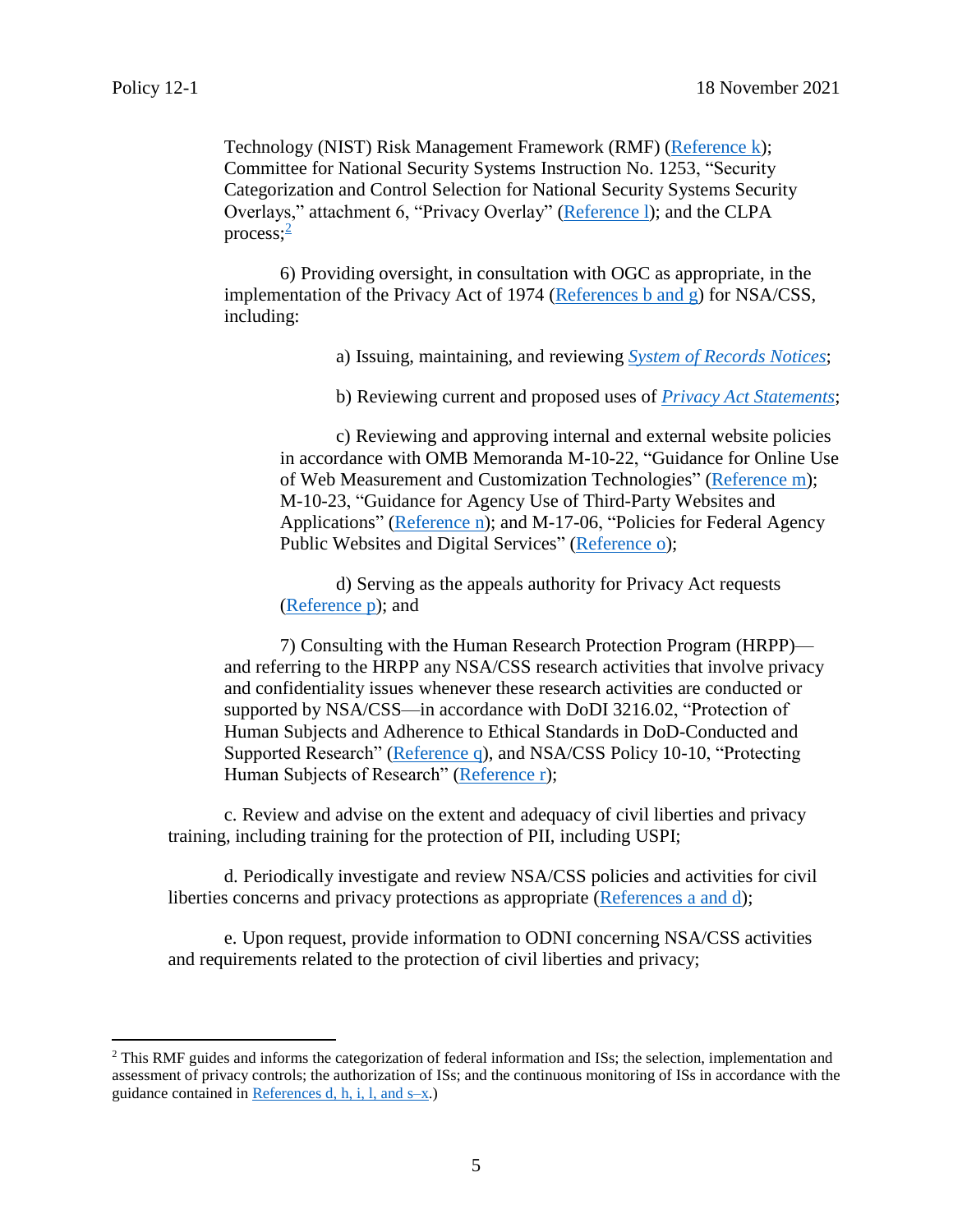Technology (NIST) Risk Management Framework (RMF) (Reference k); Committee for National Security Systems Instruction No. 1253, "Security Categorization and Control Selection for National Security Systems Security Overlays," attachment 6, "Privacy Overlay" (Reference l); and the CLPA process;[2]

6) Providing oversight, in consultation with OGC as appropriate, in the implementation of the Privacy Act of 1974 (References b and g) for NSA/CSS, including:

a) Issuing, maintaining, and reviewing *System of Records Notices*;

b) Reviewing current and proposed uses of *Privacy Act Statements*;

c) Reviewing and approving internal and external website policies in accordance with OMB Memoranda M-10-22, "Guidance for Online Use of Web Measurement and Customization Technologies" (Reference m); M-10-23, "Guidance for Agency Use of Third-Party Websites and Applications" (Reference n); and M-17-06, "Policies for Federal Agency Public Websites and Digital Services" (Reference o);

d) Serving as the appeals authority for Privacy Act requests (Reference p); and

7) Consulting with the Human Research Protection Program (HRPP)—and referring to the HRPP any NSA/CSS research activities that involve privacy and confidentiality issues whenever these research activities are conducted or supported by NSA/CSS—in accordance with DoDI 3216.02, "Protection of Human Subjects and Adherence to Ethical Standards in DoD-Conducted and Supported Research" (Reference q), and NSA/CSS Policy 10-10, "Protecting Human Subjects of Research" (Reference r);

c. Review and advise on the extent and adequacy of civil liberties and privacy training, including training for the protection of PII, including USPI;

d. Periodically investigate and review NSA/CSS policies and activities for civil liberties concerns and privacy protections as appropriate (References a and d);

e. Upon request, provide information to ODNI concerning NSA/CSS activities and requirements related to the protection of civil liberties and privacy;

---

[2] This RMF guides and informs the categorization of federal information and ISs; the selection, implementation and assessment of privacy controls; the authorization of ISs; and the continuous monitoring of ISs in accordance with the guidance contained in References d, h, i, l, and s–x.)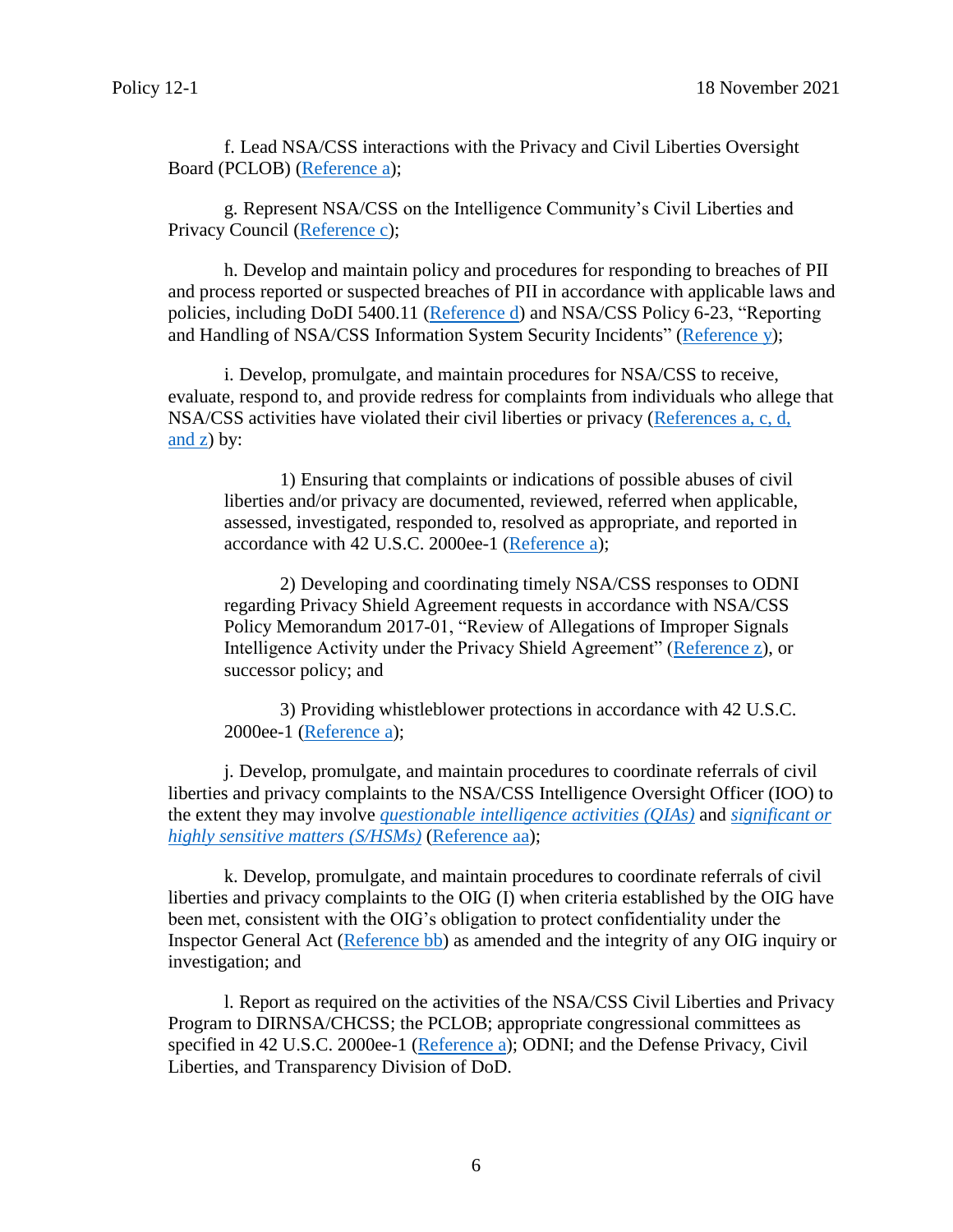f. Lead NSA/CSS interactions with the Privacy and Civil Liberties Oversight Board (PCLOB) (Reference a);

g. Represent NSA/CSS on the Intelligence Community's Civil Liberties and Privacy Council (Reference c);

h. Develop and maintain policy and procedures for responding to breaches of PII and process reported or suspected breaches of PII in accordance with applicable laws and policies, including DoDI 5400.11 (Reference d) and NSA/CSS Policy 6-23, "Reporting and Handling of NSA/CSS Information System Security Incidents" (Reference y);

i. Develop, promulgate, and maintain procedures for NSA/CSS to receive, evaluate, respond to, and provide redress for complaints from individuals who allege that NSA/CSS activities have violated their civil liberties or privacy (References a, c, d, and z) by:

1) Ensuring that complaints or indications of possible abuses of civil liberties and/or privacy are documented, reviewed, referred when applicable, assessed, investigated, responded to, resolved as appropriate, and reported in accordance with 42 U.S.C. 2000ee-1 (Reference a);

2) Developing and coordinating timely NSA/CSS responses to ODNI regarding Privacy Shield Agreement requests in accordance with NSA/CSS Policy Memorandum 2017-01, "Review of Allegations of Improper Signals Intelligence Activity under the Privacy Shield Agreement" (Reference z), or successor policy; and

3) Providing whistleblower protections in accordance with 42 U.S.C. 2000ee-1 (Reference a);

j. Develop, promulgate, and maintain procedures to coordinate referrals of civil liberties and privacy complaints to the NSA/CSS Intelligence Oversight Officer (IOO) to the extent they may involve *questionable intelligence activities (QIAs)* and *significant or highly sensitive matters (S/HSMs)* (Reference aa);

k. Develop, promulgate, and maintain procedures to coordinate referrals of civil liberties and privacy complaints to the OIG (I) when criteria established by the OIG have been met, consistent with the OIG's obligation to protect confidentiality under the Inspector General Act (Reference bb) as amended and the integrity of any OIG inquiry or investigation; and

l. Report as required on the activities of the NSA/CSS Civil Liberties and Privacy Program to DIRNSA/CHCSS; the PCLOB; appropriate congressional committees as specified in 42 U.S.C. 2000ee-1 (Reference a); ODNI; and the Defense Privacy, Civil Liberties, and Transparency Division of DoD.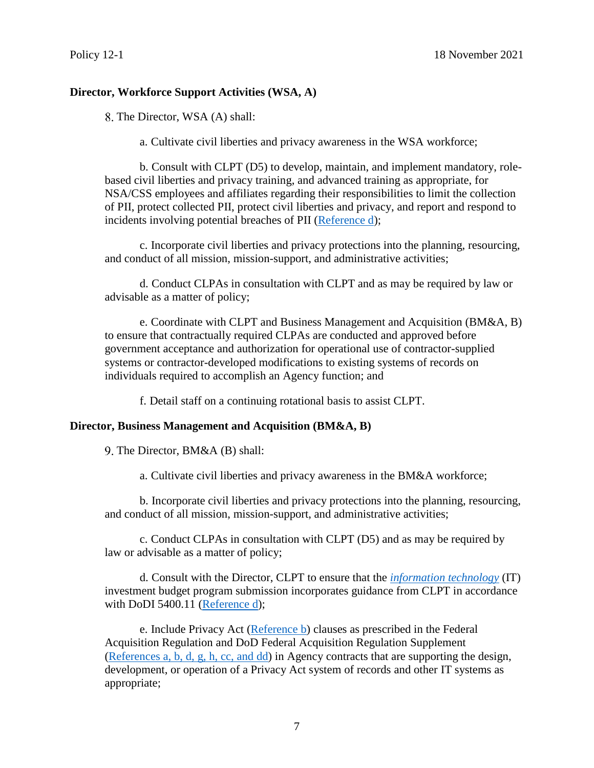**Director, Workforce Support Activities (WSA, A)**

8. The Director, WSA (A) shall:

a. Cultivate civil liberties and privacy awareness in the WSA workforce;

b. Consult with CLPT (D5) to develop, maintain, and implement mandatory, role-based civil liberties and privacy training, and advanced training as appropriate, for NSA/CSS employees and affiliates regarding their responsibilities to limit the collection of PII, protect collected PII, protect civil liberties and privacy, and report and respond to incidents involving potential breaches of PII (Reference d);

c. Incorporate civil liberties and privacy protections into the planning, resourcing, and conduct of all mission, mission-support, and administrative activities;

d. Conduct CLPAs in consultation with CLPT and as may be required by law or advisable as a matter of policy;

e. Coordinate with CLPT and Business Management and Acquisition (BM&A, B) to ensure that contractually required CLPAs are conducted and approved before government acceptance and authorization for operational use of contractor-supplied systems or contractor-developed modifications to existing systems of records on individuals required to accomplish an Agency function; and

f. Detail staff on a continuing rotational basis to assist CLPT.

**Director, Business Management and Acquisition (BM&A, B)**

9. The Director, BM&A (B) shall:

a. Cultivate civil liberties and privacy awareness in the BM&A workforce;

b. Incorporate civil liberties and privacy protections into the planning, resourcing, and conduct of all mission, mission-support, and administrative activities;

c. Conduct CLPAs in consultation with CLPT (D5) and as may be required by law or advisable as a matter of policy;

d. Consult with the Director, CLPT to ensure that the *information technology* (IT) investment budget program submission incorporates guidance from CLPT in accordance with DoDI 5400.11 (Reference d);

e. Include Privacy Act (Reference b) clauses as prescribed in the Federal Acquisition Regulation and DoD Federal Acquisition Regulation Supplement (References a, b, d, g, h, cc, and dd) in Agency contracts that are supporting the design, development, or operation of a Privacy Act system of records and other IT systems as appropriate;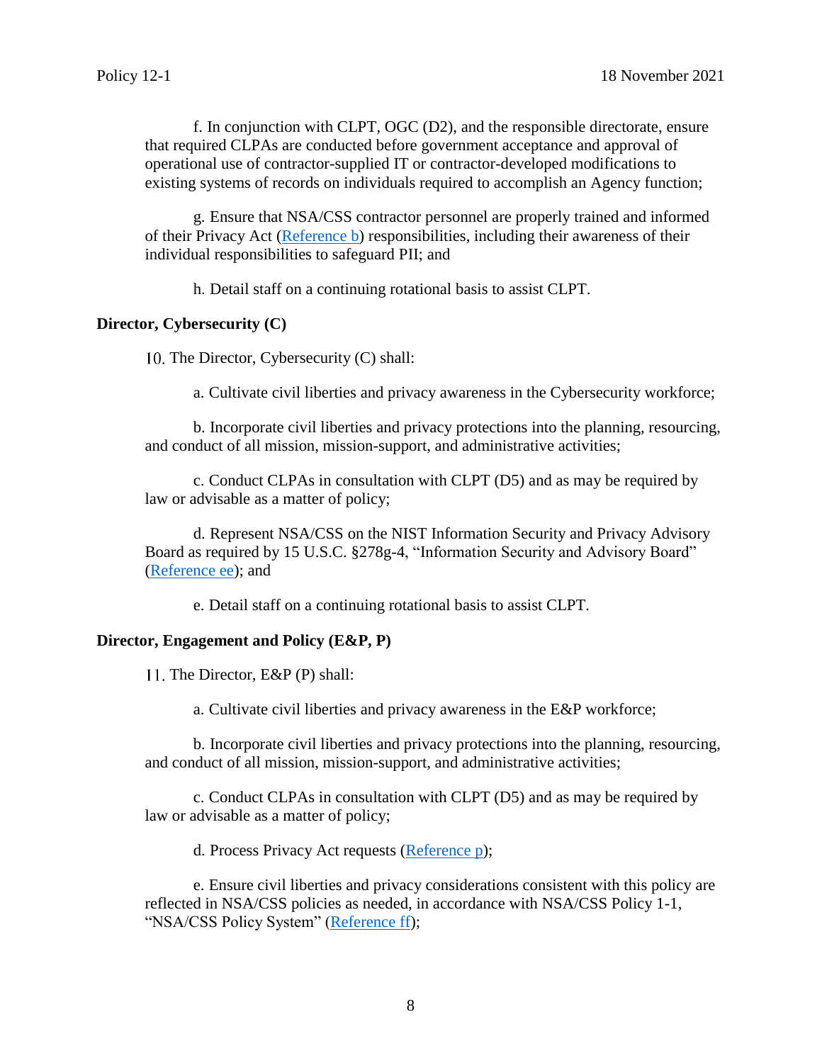f. In conjunction with CLPT, OGC (D2), and the responsible directorate, ensure that required CLPAs are conducted before government acceptance and approval of operational use of contractor-supplied IT or contractor-developed modifications to existing systems of records on individuals required to accomplish an Agency function;

g. Ensure that NSA/CSS contractor personnel are properly trained and informed of their Privacy Act (Reference b) responsibilities, including their awareness of their individual responsibilities to safeguard PII; and

h. Detail staff on a continuing rotational basis to assist CLPT.

**Director, Cybersecurity (C)**

10. The Director, Cybersecurity (C) shall:

a. Cultivate civil liberties and privacy awareness in the Cybersecurity workforce;

b. Incorporate civil liberties and privacy protections into the planning, resourcing, and conduct of all mission, mission-support, and administrative activities;

c. Conduct CLPAs in consultation with CLPT (D5) and as may be required by law or advisable as a matter of policy;

d. Represent NSA/CSS on the NIST Information Security and Privacy Advisory Board as required by 15 U.S.C. §278g-4, "Information Security and Advisory Board" (Reference ee); and

e. Detail staff on a continuing rotational basis to assist CLPT.

**Director, Engagement and Policy (E&P, P)**

11. The Director, E&P (P) shall:

a. Cultivate civil liberties and privacy awareness in the E&P workforce;

b. Incorporate civil liberties and privacy protections into the planning, resourcing, and conduct of all mission, mission-support, and administrative activities;

c. Conduct CLPAs in consultation with CLPT (D5) and as may be required by law or advisable as a matter of policy;

d. Process Privacy Act requests (Reference p);

e. Ensure civil liberties and privacy considerations consistent with this policy are reflected in NSA/CSS policies as needed, in accordance with NSA/CSS Policy 1-1, "NSA/CSS Policy System" (Reference ff);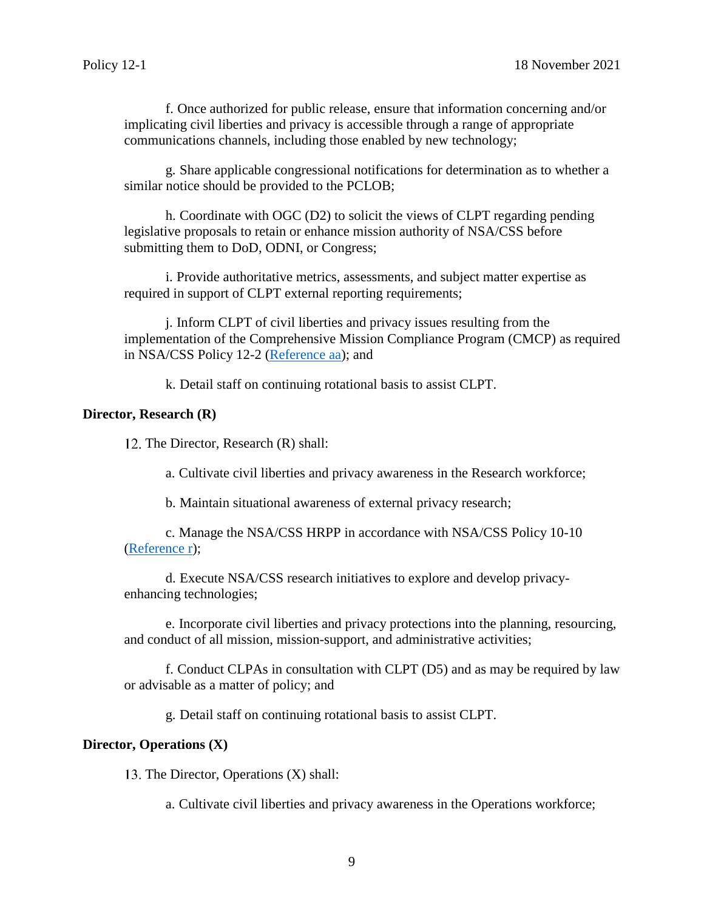f. Once authorized for public release, ensure that information concerning and/or implicating civil liberties and privacy is accessible through a range of appropriate communications channels, including those enabled by new technology;

g. Share applicable congressional notifications for determination as to whether a similar notice should be provided to the PCLOB;

h. Coordinate with OGC (D2) to solicit the views of CLPT regarding pending legislative proposals to retain or enhance mission authority of NSA/CSS before submitting them to DoD, ODNI, or Congress;

i. Provide authoritative metrics, assessments, and subject matter expertise as required in support of CLPT external reporting requirements;

j. Inform CLPT of civil liberties and privacy issues resulting from the implementation of the Comprehensive Mission Compliance Program (CMCP) as required in NSA/CSS Policy 12-2 (Reference aa); and

k. Detail staff on continuing rotational basis to assist CLPT.

**Director, Research (R)**

12. The Director, Research (R) shall:

a. Cultivate civil liberties and privacy awareness in the Research workforce;

b. Maintain situational awareness of external privacy research;

c. Manage the NSA/CSS HRPP in accordance with NSA/CSS Policy 10-10 (Reference r);

d. Execute NSA/CSS research initiatives to explore and develop privacy-enhancing technologies;

e. Incorporate civil liberties and privacy protections into the planning, resourcing, and conduct of all mission, mission-support, and administrative activities;

f. Conduct CLPAs in consultation with CLPT (D5) and as may be required by law or advisable as a matter of policy; and

g. Detail staff on continuing rotational basis to assist CLPT.

**Director, Operations (X)**

13. The Director, Operations (X) shall:

a. Cultivate civil liberties and privacy awareness in the Operations workforce;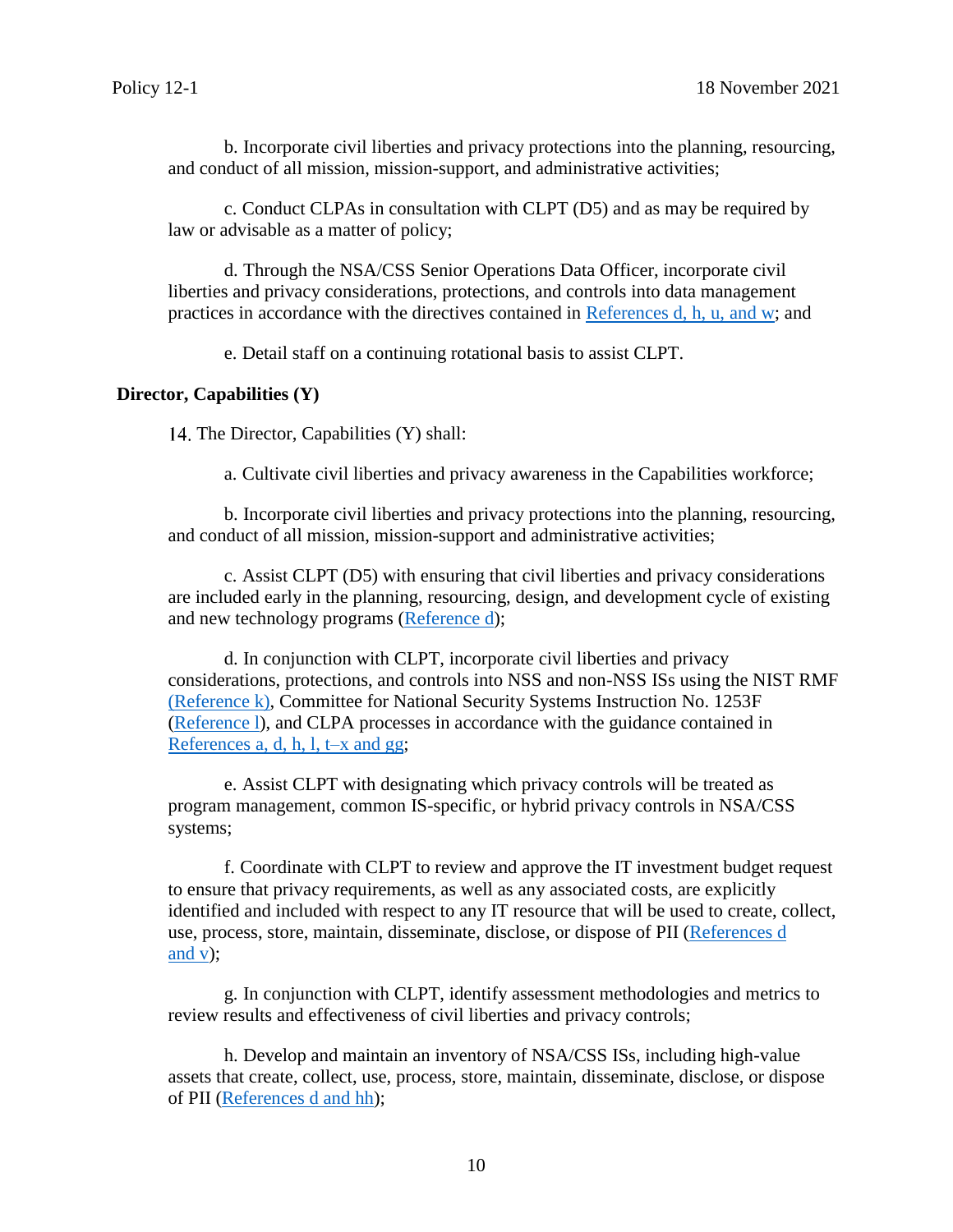b. Incorporate civil liberties and privacy protections into the planning, resourcing, and conduct of all mission, mission-support, and administrative activities;

c. Conduct CLPAs in consultation with CLPT (D5) and as may be required by law or advisable as a matter of policy;

d. Through the NSA/CSS Senior Operations Data Officer, incorporate civil liberties and privacy considerations, protections, and controls into data management practices in accordance with the directives contained in References d, h, u, and w; and

e. Detail staff on a continuing rotational basis to assist CLPT.

**Director, Capabilities (Y)**

14. The Director, Capabilities (Y) shall:

a. Cultivate civil liberties and privacy awareness in the Capabilities workforce;

b. Incorporate civil liberties and privacy protections into the planning, resourcing, and conduct of all mission, mission-support and administrative activities;

c. Assist CLPT (D5) with ensuring that civil liberties and privacy considerations are included early in the planning, resourcing, design, and development cycle of existing and new technology programs (Reference d);

d. In conjunction with CLPT, incorporate civil liberties and privacy considerations, protections, and controls into NSS and non-NSS ISs using the NIST RMF (Reference k), Committee for National Security Systems Instruction No. 1253F (Reference l), and CLPA processes in accordance with the guidance contained in References a, d, h, l, t–x and gg;

e. Assist CLPT with designating which privacy controls will be treated as program management, common IS-specific, or hybrid privacy controls in NSA/CSS systems;

f. Coordinate with CLPT to review and approve the IT investment budget request to ensure that privacy requirements, as well as any associated costs, are explicitly identified and included with respect to any IT resource that will be used to create, collect, use, process, store, maintain, disseminate, disclose, or dispose of PII (References d and v);

g. In conjunction with CLPT, identify assessment methodologies and metrics to review results and effectiveness of civil liberties and privacy controls;

h. Develop and maintain an inventory of NSA/CSS ISs, including high-value assets that create, collect, use, process, store, maintain, disseminate, disclose, or dispose of PII (References d and hh);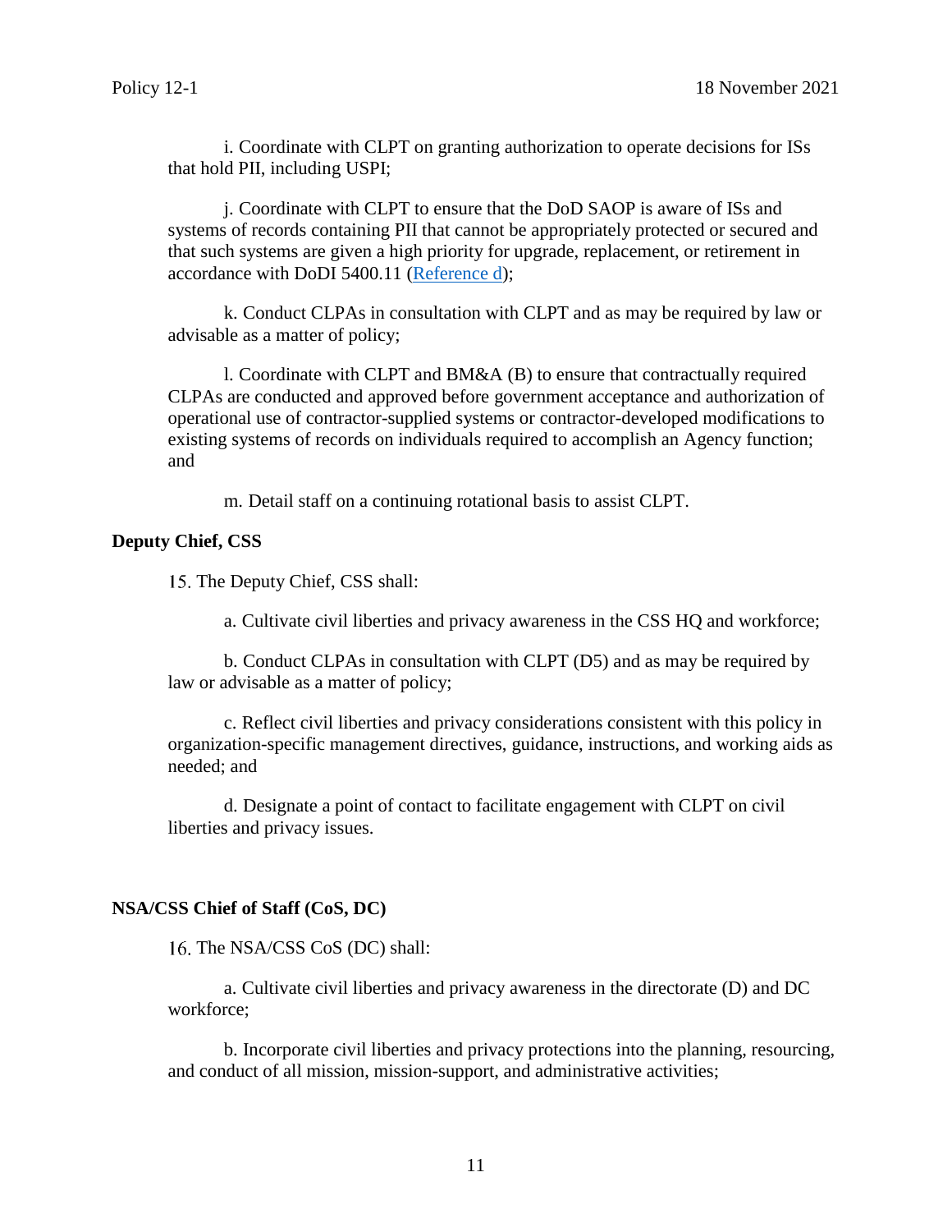i. Coordinate with CLPT on granting authorization to operate decisions for ISs that hold PII, including USPI;

j. Coordinate with CLPT to ensure that the DoD SAOP is aware of ISs and systems of records containing PII that cannot be appropriately protected or secured and that such systems are given a high priority for upgrade, replacement, or retirement in accordance with DoDI 5400.11 (Reference d);

k. Conduct CLPAs in consultation with CLPT and as may be required by law or advisable as a matter of policy;

l. Coordinate with CLPT and BM&A (B) to ensure that contractually required CLPAs are conducted and approved before government acceptance and authorization of operational use of contractor-supplied systems or contractor-developed modifications to existing systems of records on individuals required to accomplish an Agency function; and

m. Detail staff on a continuing rotational basis to assist CLPT.

**Deputy Chief, CSS**

15. The Deputy Chief, CSS shall:

a. Cultivate civil liberties and privacy awareness in the CSS HQ and workforce;

b. Conduct CLPAs in consultation with CLPT (D5) and as may be required by law or advisable as a matter of policy;

c. Reflect civil liberties and privacy considerations consistent with this policy in organization-specific management directives, guidance, instructions, and working aids as needed; and

d. Designate a point of contact to facilitate engagement with CLPT on civil liberties and privacy issues.

**NSA/CSS Chief of Staff (CoS, DC)**

16. The NSA/CSS CoS (DC) shall:

a. Cultivate civil liberties and privacy awareness in the directorate (D) and DC workforce;

b. Incorporate civil liberties and privacy protections into the planning, resourcing, and conduct of all mission, mission-support, and administrative activities;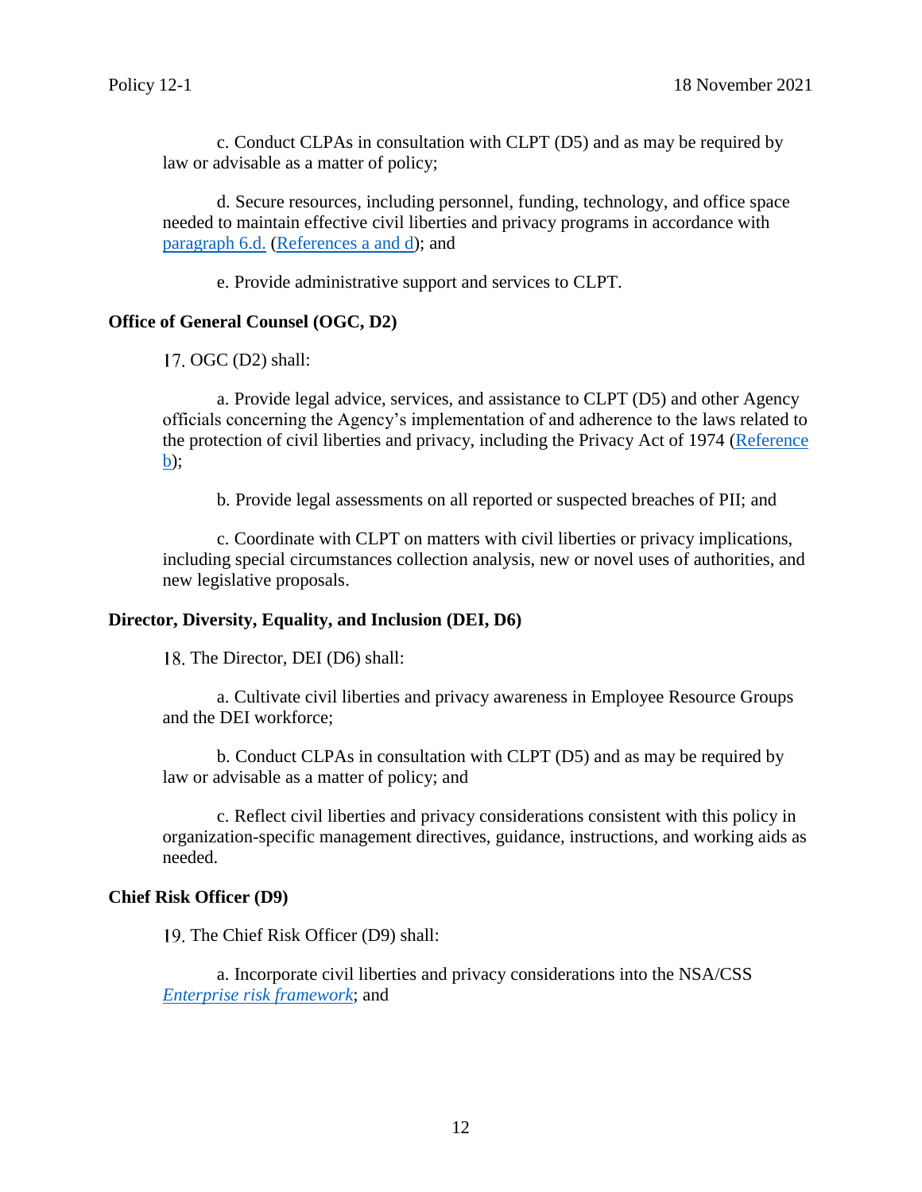c. Conduct CLPAs in consultation with CLPT (D5) and as may be required by law or advisable as a matter of policy;

d. Secure resources, including personnel, funding, technology, and office space needed to maintain effective civil liberties and privacy programs in accordance with paragraph 6.d. (References a and d); and

e. Provide administrative support and services to CLPT.

**Office of General Counsel (OGC, D2)**

17. OGC (D2) shall:

a. Provide legal advice, services, and assistance to CLPT (D5) and other Agency officials concerning the Agency's implementation of and adherence to the laws related to the protection of civil liberties and privacy, including the Privacy Act of 1974 (Reference b);

b. Provide legal assessments on all reported or suspected breaches of PII; and

c. Coordinate with CLPT on matters with civil liberties or privacy implications, including special circumstances collection analysis, new or novel uses of authorities, and new legislative proposals.

**Director, Diversity, Equality, and Inclusion (DEI, D6)**

18. The Director, DEI (D6) shall:

a. Cultivate civil liberties and privacy awareness in Employee Resource Groups and the DEI workforce;

b. Conduct CLPAs in consultation with CLPT (D5) and as may be required by law or advisable as a matter of policy; and

c. Reflect civil liberties and privacy considerations consistent with this policy in organization-specific management directives, guidance, instructions, and working aids as needed.

**Chief Risk Officer (D9)**

19. The Chief Risk Officer (D9) shall:

a. Incorporate civil liberties and privacy considerations into the NSA/CSS *Enterprise risk framework*; and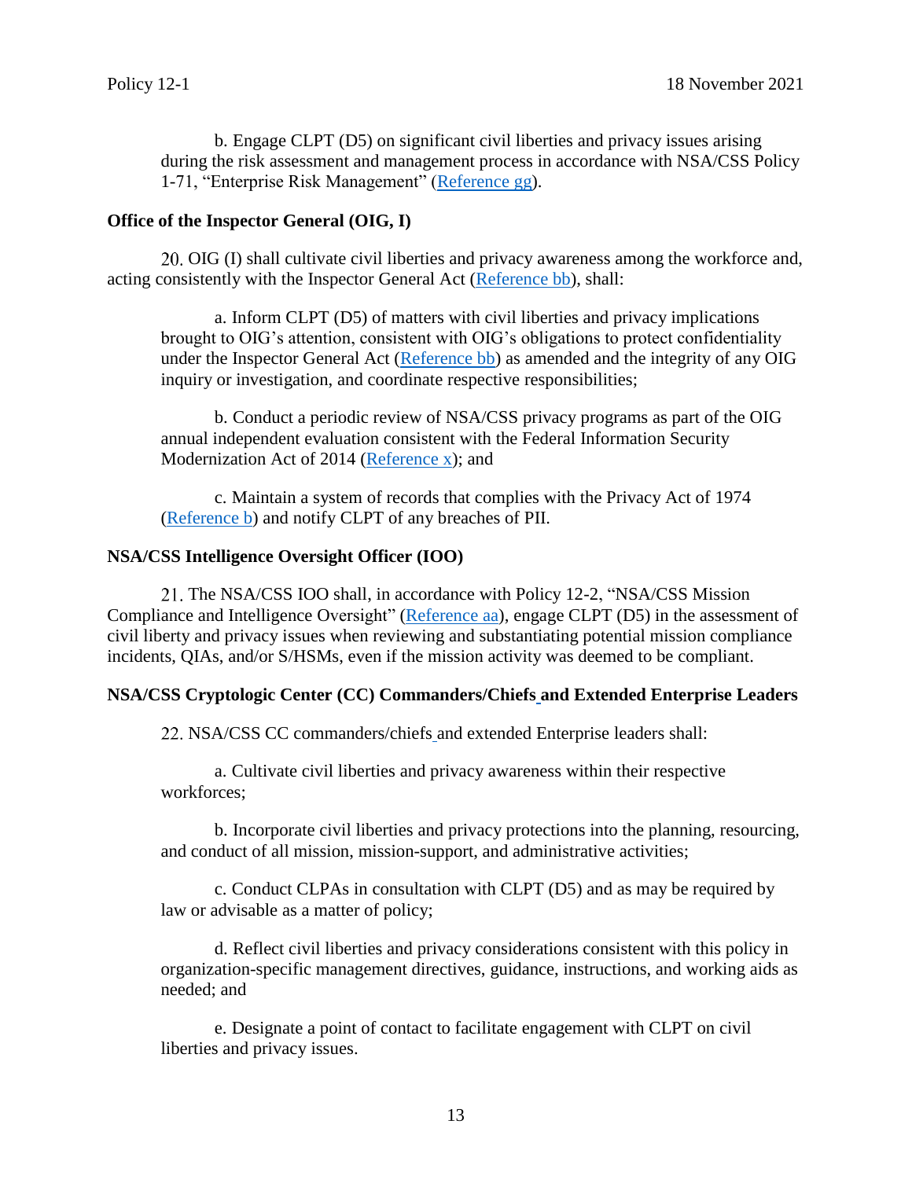b. Engage CLPT (D5) on significant civil liberties and privacy issues arising during the risk assessment and management process in accordance with NSA/CSS Policy 1-71, "Enterprise Risk Management" (Reference gg).

**Office of the Inspector General (OIG, I)**

20. OIG (I) shall cultivate civil liberties and privacy awareness among the workforce and, acting consistently with the Inspector General Act (Reference bb), shall:

a. Inform CLPT (D5) of matters with civil liberties and privacy implications brought to OIG's attention, consistent with OIG's obligations to protect confidentiality under the Inspector General Act (Reference bb) as amended and the integrity of any OIG inquiry or investigation, and coordinate respective responsibilities;

b. Conduct a periodic review of NSA/CSS privacy programs as part of the OIG annual independent evaluation consistent with the Federal Information Security Modernization Act of 2014 (Reference x); and

c. Maintain a system of records that complies with the Privacy Act of 1974 (Reference b) and notify CLPT of any breaches of PII.

**NSA/CSS Intelligence Oversight Officer (IOO)**

21. The NSA/CSS IOO shall, in accordance with Policy 12-2, "NSA/CSS Mission Compliance and Intelligence Oversight" (Reference aa), engage CLPT (D5) in the assessment of civil liberty and privacy issues when reviewing and substantiating potential mission compliance incidents, QIAs, and/or S/HSMs, even if the mission activity was deemed to be compliant.

**NSA/CSS Cryptologic Center (CC) Commanders/Chiefs and Extended Enterprise Leaders**

22. NSA/CSS CC commanders/chiefs and extended Enterprise leaders shall:

a. Cultivate civil liberties and privacy awareness within their respective workforces;

b. Incorporate civil liberties and privacy protections into the planning, resourcing, and conduct of all mission, mission-support, and administrative activities;

c. Conduct CLPAs in consultation with CLPT (D5) and as may be required by law or advisable as a matter of policy;

d. Reflect civil liberties and privacy considerations consistent with this policy in organization-specific management directives, guidance, instructions, and working aids as needed; and

e. Designate a point of contact to facilitate engagement with CLPT on civil liberties and privacy issues.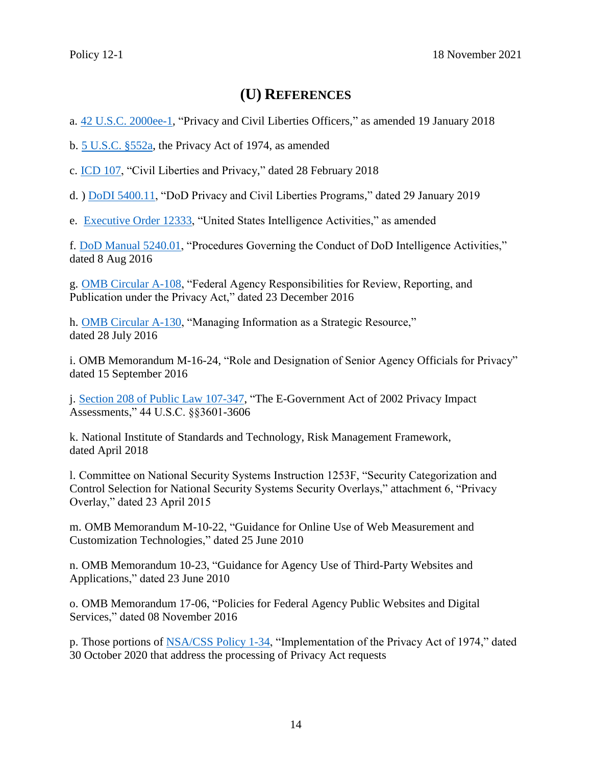## (U) REFERENCES

a. 42 U.S.C. 2000ee-1, "Privacy and Civil Liberties Officers," as amended 19 January 2018

b. 5 U.S.C. §552a, the Privacy Act of 1974, as amended

c. ICD 107, "Civil Liberties and Privacy," dated 28 February 2018

d. ) DoDI 5400.11, "DoD Privacy and Civil Liberties Programs," dated 29 January 2019

e. Executive Order 12333, "United States Intelligence Activities," as amended

f. DoD Manual 5240.01, "Procedures Governing the Conduct of DoD Intelligence Activities," dated 8 Aug 2016

g. OMB Circular A-108, "Federal Agency Responsibilities for Review, Reporting, and Publication under the Privacy Act," dated 23 December 2016

h. OMB Circular A-130, "Managing Information as a Strategic Resource," dated 28 July 2016

i. OMB Memorandum M-16-24, "Role and Designation of Senior Agency Officials for Privacy" dated 15 September 2016

j. Section 208 of Public Law 107-347, "The E-Government Act of 2002 Privacy Impact Assessments," 44 U.S.C. §§3601-3606

k. National Institute of Standards and Technology, Risk Management Framework, dated April 2018

l. Committee on National Security Systems Instruction 1253F, "Security Categorization and Control Selection for National Security Systems Security Overlays," attachment 6, "Privacy Overlay," dated 23 April 2015

m. OMB Memorandum M-10-22, "Guidance for Online Use of Web Measurement and Customization Technologies," dated 25 June 2010

n. OMB Memorandum 10-23, "Guidance for Agency Use of Third-Party Websites and Applications," dated 23 June 2010

o. OMB Memorandum 17-06, "Policies for Federal Agency Public Websites and Digital Services," dated 08 November 2016

p. Those portions of NSA/CSS Policy 1-34, "Implementation of the Privacy Act of 1974," dated 30 October 2020 that address the processing of Privacy Act requests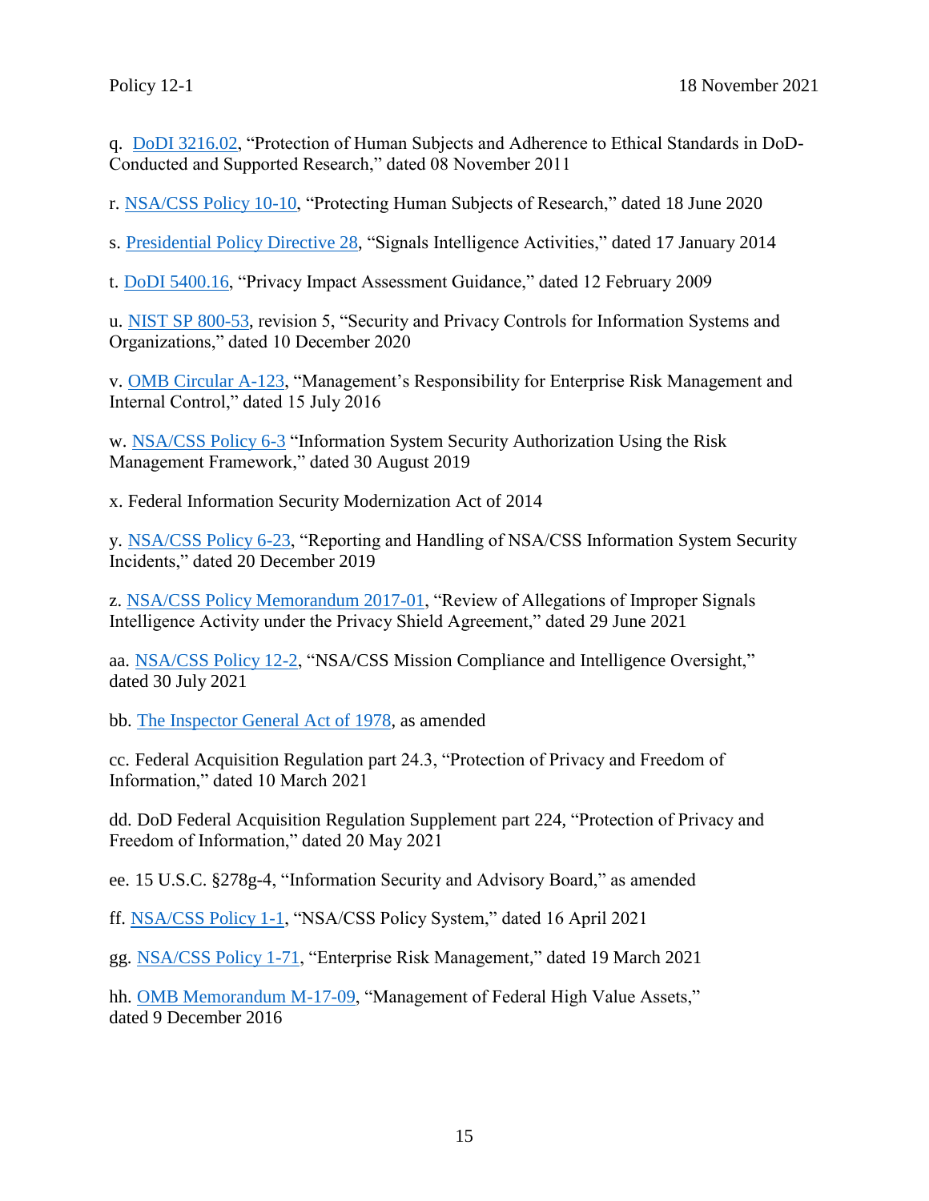q. DoDI 3216.02, "Protection of Human Subjects and Adherence to Ethical Standards in DoD-Conducted and Supported Research," dated 08 November 2011

r. NSA/CSS Policy 10-10, "Protecting Human Subjects of Research," dated 18 June 2020

s. Presidential Policy Directive 28, "Signals Intelligence Activities," dated 17 January 2014

t. DoDI 5400.16, "Privacy Impact Assessment Guidance," dated 12 February 2009

u. NIST SP 800-53, revision 5, "Security and Privacy Controls for Information Systems and Organizations," dated 10 December 2020

v. OMB Circular A-123, "Management's Responsibility for Enterprise Risk Management and Internal Control," dated 15 July 2016

w. NSA/CSS Policy 6-3 "Information System Security Authorization Using the Risk Management Framework," dated 30 August 2019

x. Federal Information Security Modernization Act of 2014

y. NSA/CSS Policy 6-23, "Reporting and Handling of NSA/CSS Information System Security Incidents," dated 20 December 2019

z. NSA/CSS Policy Memorandum 2017-01, "Review of Allegations of Improper Signals Intelligence Activity under the Privacy Shield Agreement," dated 29 June 2021

aa. NSA/CSS Policy 12-2, "NSA/CSS Mission Compliance and Intelligence Oversight," dated 30 July 2021

bb. The Inspector General Act of 1978, as amended

cc. Federal Acquisition Regulation part 24.3, "Protection of Privacy and Freedom of Information," dated 10 March 2021

dd. DoD Federal Acquisition Regulation Supplement part 224, "Protection of Privacy and Freedom of Information," dated 20 May 2021

ee. 15 U.S.C. §278g-4, "Information Security and Advisory Board," as amended

ff. NSA/CSS Policy 1-1, "NSA/CSS Policy System," dated 16 April 2021

gg. NSA/CSS Policy 1-71, "Enterprise Risk Management," dated 19 March 2021

hh. OMB Memorandum M-17-09, "Management of Federal High Value Assets," dated 9 December 2016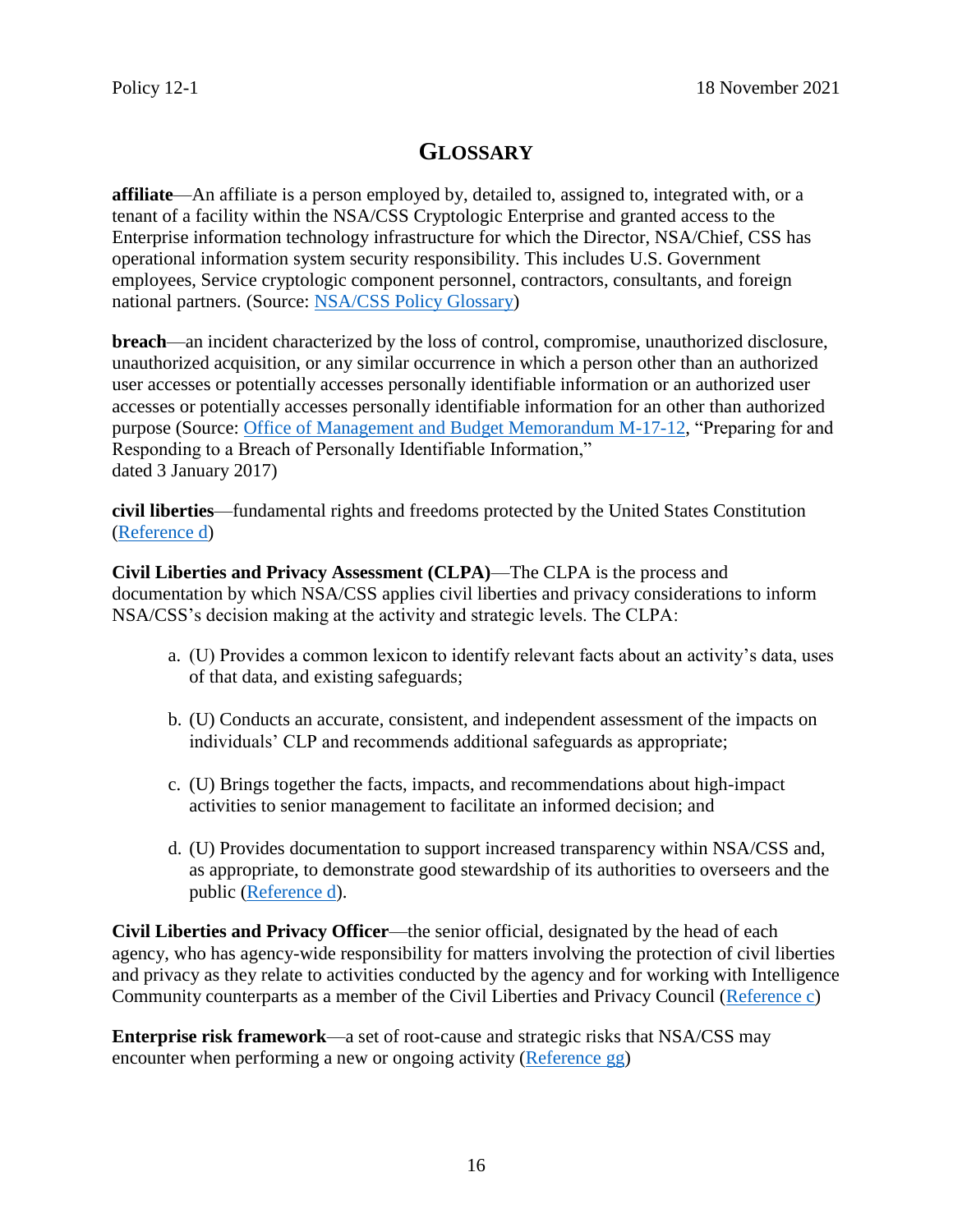# GLOSSARY

**affiliate**—An affiliate is a person employed by, detailed to, assigned to, integrated with, or a tenant of a facility within the NSA/CSS Cryptologic Enterprise and granted access to the Enterprise information technology infrastructure for which the Director, NSA/Chief, CSS has operational information system security responsibility. This includes U.S. Government employees, Service cryptologic component personnel, contractors, consultants, and foreign national partners. (Source: NSA/CSS Policy Glossary)

**breach**—an incident characterized by the loss of control, compromise, unauthorized disclosure, unauthorized acquisition, or any similar occurrence in which a person other than an authorized user accesses or potentially accesses personally identifiable information or an authorized user accesses or potentially accesses personally identifiable information for an other than authorized purpose (Source: Office of Management and Budget Memorandum M-17-12, "Preparing for and Responding to a Breach of Personally Identifiable Information," dated 3 January 2017)

**civil liberties**—fundamental rights and freedoms protected by the United States Constitution (Reference d)

**Civil Liberties and Privacy Assessment (CLPA)**—The CLPA is the process and documentation by which NSA/CSS applies civil liberties and privacy considerations to inform NSA/CSS's decision making at the activity and strategic levels. The CLPA:

a. (U) Provides a common lexicon to identify relevant facts about an activity's data, uses of that data, and existing safeguards;

b. (U) Conducts an accurate, consistent, and independent assessment of the impacts on individuals' CLP and recommends additional safeguards as appropriate;

c. (U) Brings together the facts, impacts, and recommendations about high-impact activities to senior management to facilitate an informed decision; and

d. (U) Provides documentation to support increased transparency within NSA/CSS and, as appropriate, to demonstrate good stewardship of its authorities to overseers and the public (Reference d).

**Civil Liberties and Privacy Officer**—the senior official, designated by the head of each agency, who has agency-wide responsibility for matters involving the protection of civil liberties and privacy as they relate to activities conducted by the agency and for working with Intelligence Community counterparts as a member of the Civil Liberties and Privacy Council (Reference c)

**Enterprise risk framework**—a set of root-cause and strategic risks that NSA/CSS may encounter when performing a new or ongoing activity (Reference gg)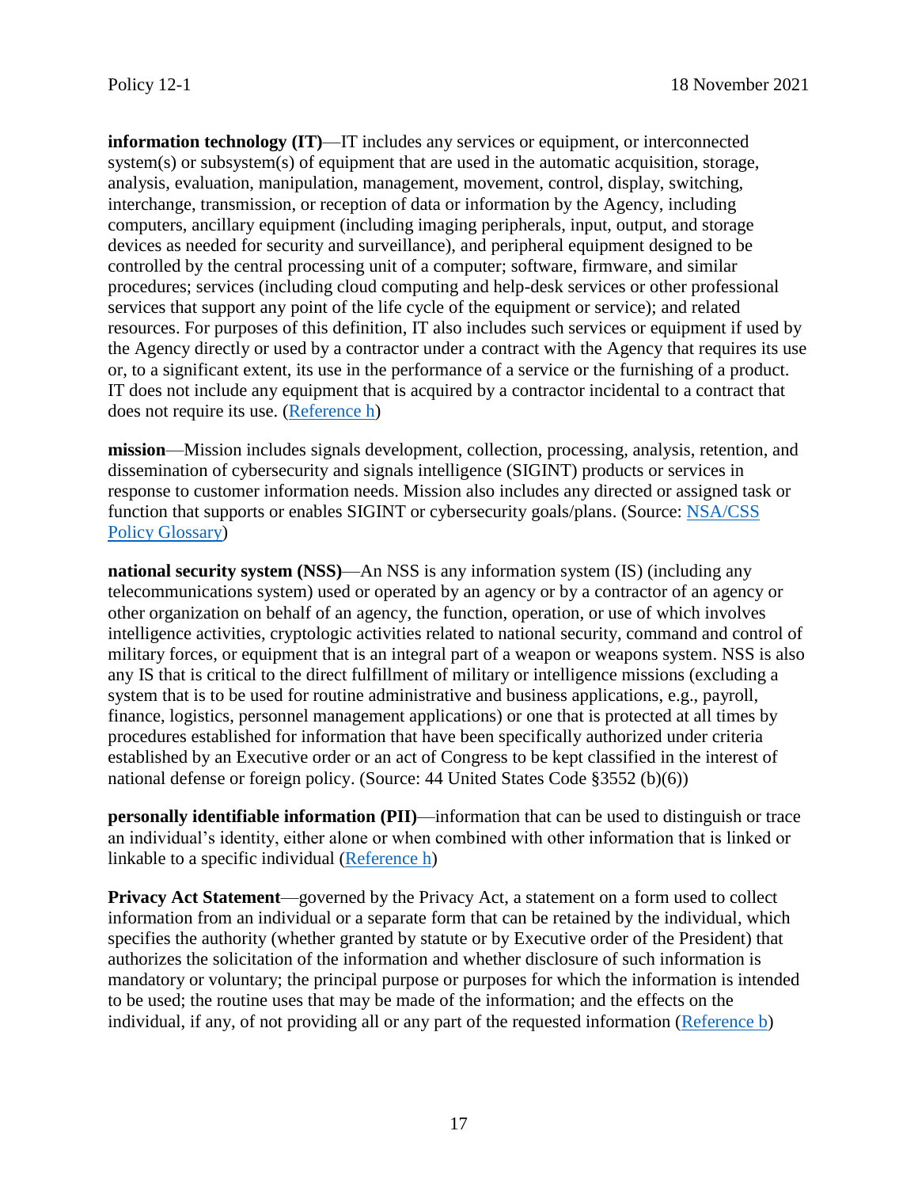**information technology (IT)**—IT includes any services or equipment, or interconnected system(s) or subsystem(s) of equipment that are used in the automatic acquisition, storage, analysis, evaluation, manipulation, management, movement, control, display, switching, interchange, transmission, or reception of data or information by the Agency, including computers, ancillary equipment (including imaging peripherals, input, output, and storage devices as needed for security and surveillance), and peripheral equipment designed to be controlled by the central processing unit of a computer; software, firmware, and similar procedures; services (including cloud computing and help-desk services or other professional services that support any point of the life cycle of the equipment or service); and related resources. For purposes of this definition, IT also includes such services or equipment if used by the Agency directly or used by a contractor under a contract with the Agency that requires its use or, to a significant extent, its use in the performance of a service or the furnishing of a product. IT does not include any equipment that is acquired by a contractor incidental to a contract that does not require its use. (Reference h)

**mission**—Mission includes signals development, collection, processing, analysis, retention, and dissemination of cybersecurity and signals intelligence (SIGINT) products or services in response to customer information needs. Mission also includes any directed or assigned task or function that supports or enables SIGINT or cybersecurity goals/plans. (Source: NSA/CSS Policy Glossary)

**national security system (NSS)**—An NSS is any information system (IS) (including any telecommunications system) used or operated by an agency or by a contractor of an agency or other organization on behalf of an agency, the function, operation, or use of which involves intelligence activities, cryptologic activities related to national security, command and control of military forces, or equipment that is an integral part of a weapon or weapons system. NSS is also any IS that is critical to the direct fulfillment of military or intelligence missions (excluding a system that is to be used for routine administrative and business applications, e.g., payroll, finance, logistics, personnel management applications) or one that is protected at all times by procedures established for information that have been specifically authorized under criteria established by an Executive order or an act of Congress to be kept classified in the interest of national defense or foreign policy. (Source: 44 United States Code §3552 (b)(6))

**personally identifiable information (PII)**—information that can be used to distinguish or trace an individual's identity, either alone or when combined with other information that is linked or linkable to a specific individual (Reference h)

**Privacy Act Statement**—governed by the Privacy Act, a statement on a form used to collect information from an individual or a separate form that can be retained by the individual, which specifies the authority (whether granted by statute or by Executive order of the President) that authorizes the solicitation of the information and whether disclosure of such information is mandatory or voluntary; the principal purpose or purposes for which the information is intended to be used; the routine uses that may be made of the information; and the effects on the individual, if any, of not providing all or any part of the requested information (Reference b)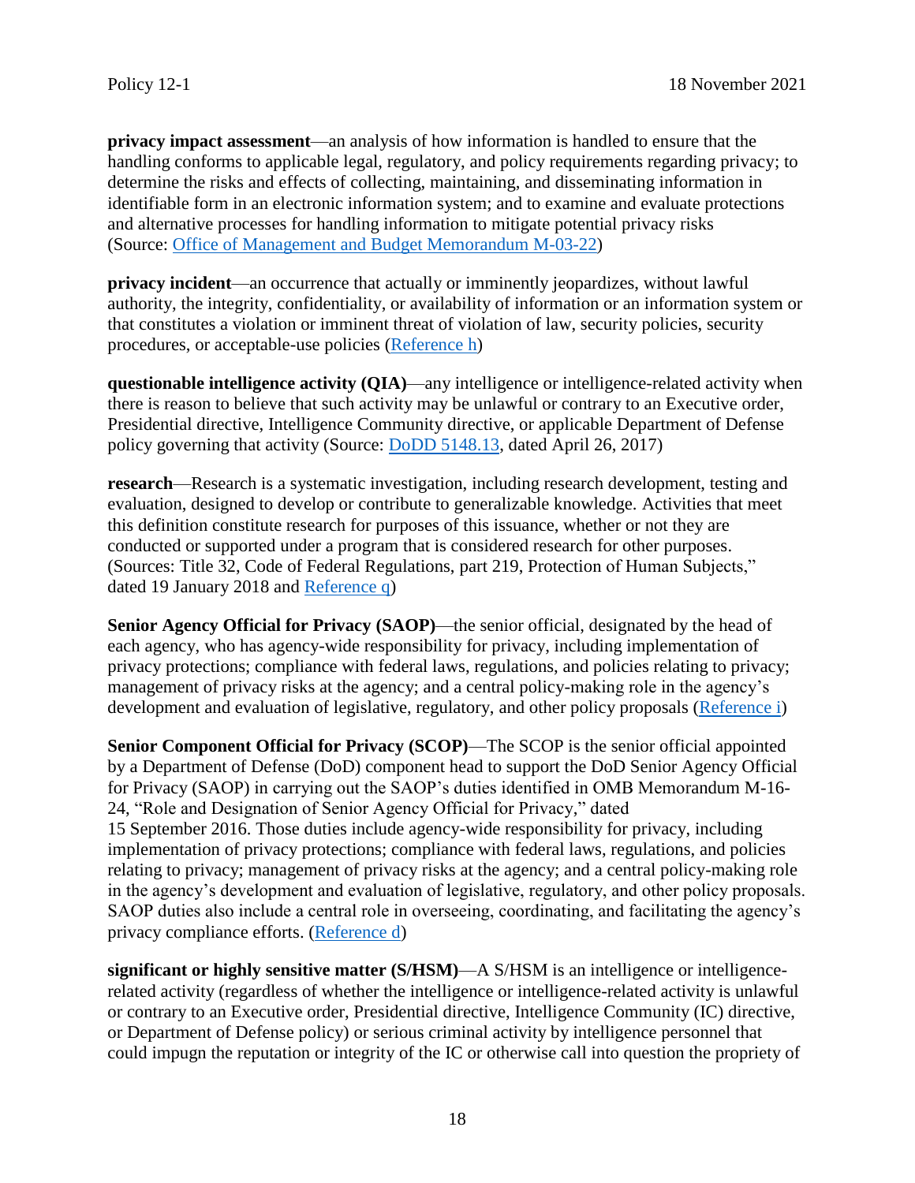**privacy impact assessment**—an analysis of how information is handled to ensure that the handling conforms to applicable legal, regulatory, and policy requirements regarding privacy; to determine the risks and effects of collecting, maintaining, and disseminating information in identifiable form in an electronic information system; and to examine and evaluate protections and alternative processes for handling information to mitigate potential privacy risks (Source: [Office of Management and Budget Memorandum M-03-22](#))

**privacy incident**—an occurrence that actually or imminently jeopardizes, without lawful authority, the integrity, confidentiality, or availability of information or an information system or that constitutes a violation or imminent threat of violation of law, security policies, security procedures, or acceptable-use policies ([Reference h](#))

**questionable intelligence activity (QIA)**—any intelligence or intelligence-related activity when there is reason to believe that such activity may be unlawful or contrary to an Executive order, Presidential directive, Intelligence Community directive, or applicable Department of Defense policy governing that activity (Source: [DoDD 5148.13](#), dated April 26, 2017)

**research**—Research is a systematic investigation, including research development, testing and evaluation, designed to develop or contribute to generalizable knowledge. Activities that meet this definition constitute research for purposes of this issuance, whether or not they are conducted or supported under a program that is considered research for other purposes. (Sources: Title 32, Code of Federal Regulations, part 219, Protection of Human Subjects," dated 19 January 2018 and [Reference q](#))

**Senior Agency Official for Privacy (SAOP)**—the senior official, designated by the head of each agency, who has agency-wide responsibility for privacy, including implementation of privacy protections; compliance with federal laws, regulations, and policies relating to privacy; management of privacy risks at the agency; and a central policy-making role in the agency's development and evaluation of legislative, regulatory, and other policy proposals ([Reference i](#))

**Senior Component Official for Privacy (SCOP)**—The SCOP is the senior official appointed by a Department of Defense (DoD) component head to support the DoD Senior Agency Official for Privacy (SAOP) in carrying out the SAOP's duties identified in OMB Memorandum M-16-24, "Role and Designation of Senior Agency Official for Privacy," dated 15 September 2016. Those duties include agency-wide responsibility for privacy, including implementation of privacy protections; compliance with federal laws, regulations, and policies relating to privacy; management of privacy risks at the agency; and a central policy-making role in the agency's development and evaluation of legislative, regulatory, and other policy proposals. SAOP duties also include a central role in overseeing, coordinating, and facilitating the agency's privacy compliance efforts. ([Reference d](#))

**significant or highly sensitive matter (S/HSM)**—A S/HSM is an intelligence or intelligence-related activity (regardless of whether the intelligence or intelligence-related activity is unlawful or contrary to an Executive order, Presidential directive, Intelligence Community (IC) directive, or Department of Defense policy) or serious criminal activity by intelligence personnel that could impugn the reputation or integrity of the IC or otherwise call into question the propriety of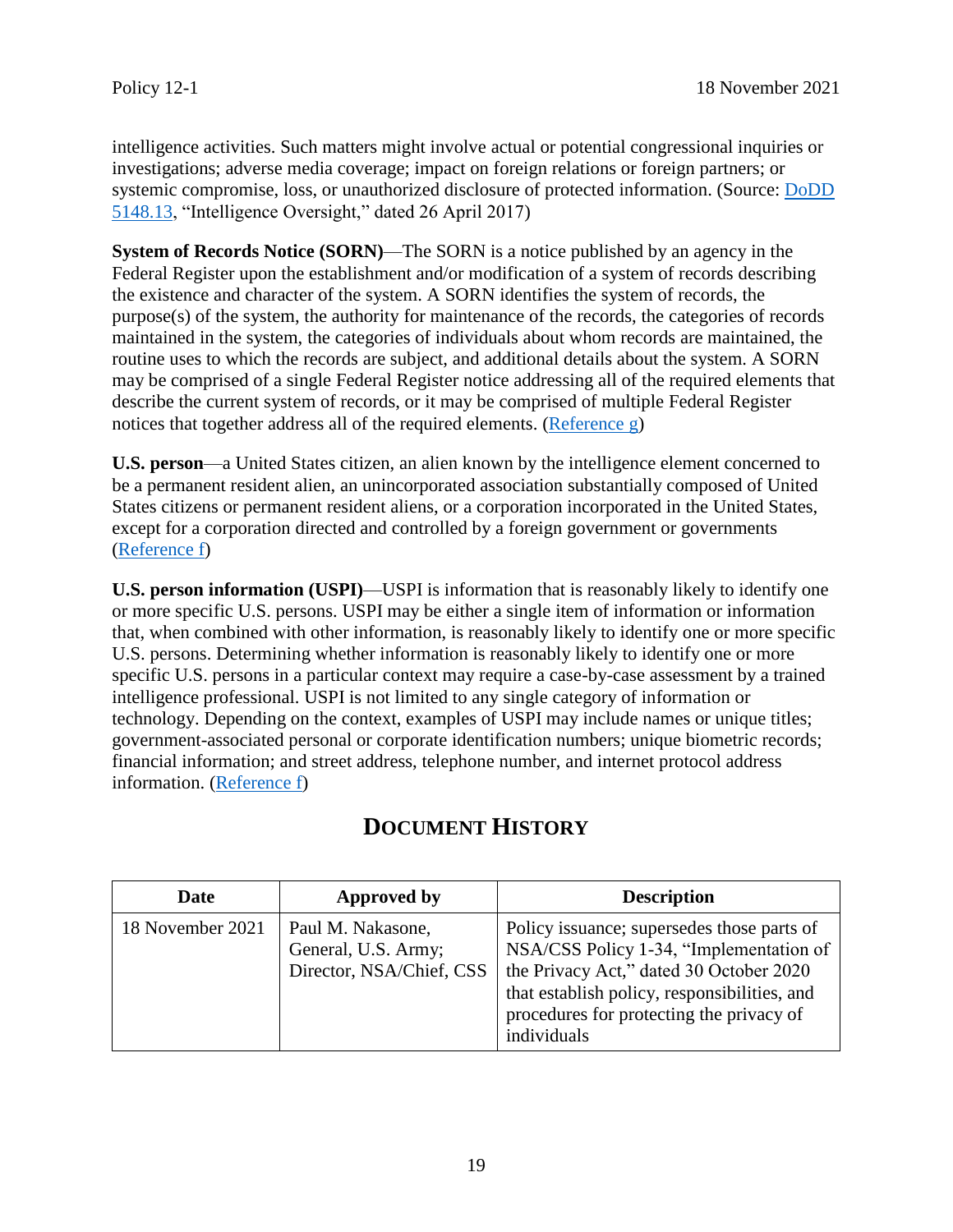intelligence activities. Such matters might involve actual or potential congressional inquiries or investigations; adverse media coverage; impact on foreign relations or foreign partners; or systemic compromise, loss, or unauthorized disclosure of protected information. (Source: DoDD 5148.13, "Intelligence Oversight," dated 26 April 2017)

**System of Records Notice (SORN)**—The SORN is a notice published by an agency in the Federal Register upon the establishment and/or modification of a system of records describing the existence and character of the system. A SORN identifies the system of records, the purpose(s) of the system, the authority for maintenance of the records, the categories of records maintained in the system, the categories of individuals about whom records are maintained, the routine uses to which the records are subject, and additional details about the system. A SORN may be comprised of a single Federal Register notice addressing all of the required elements that describe the current system of records, or it may be comprised of multiple Federal Register notices that together address all of the required elements. (Reference g)

**U.S. person**—a United States citizen, an alien known by the intelligence element concerned to be a permanent resident alien, an unincorporated association substantially composed of United States citizens or permanent resident aliens, or a corporation incorporated in the United States, except for a corporation directed and controlled by a foreign government or governments (Reference f)

**U.S. person information (USPI)**—USPI is information that is reasonably likely to identify one or more specific U.S. persons. USPI may be either a single item of information or information that, when combined with other information, is reasonably likely to identify one or more specific U.S. persons. Determining whether information is reasonably likely to identify one or more specific U.S. persons in a particular context may require a case-by-case assessment by a trained intelligence professional. USPI is not limited to any single category of information or technology. Depending on the context, examples of USPI may include names or unique titles; government-associated personal or corporate identification numbers; unique biometric records; financial information; and street address, telephone number, and internet protocol address information. (Reference f)

## DOCUMENT HISTORY

| Date | Approved by | Description |
|---|---|---|
| 18 November 2021 | Paul M. Nakasone, General, U.S. Army; Director, NSA/Chief, CSS | Policy issuance; supersedes those parts of NSA/CSS Policy 1-34, "Implementation of the Privacy Act," dated 30 October 2020 that establish policy, responsibilities, and procedures for protecting the privacy of individuals |